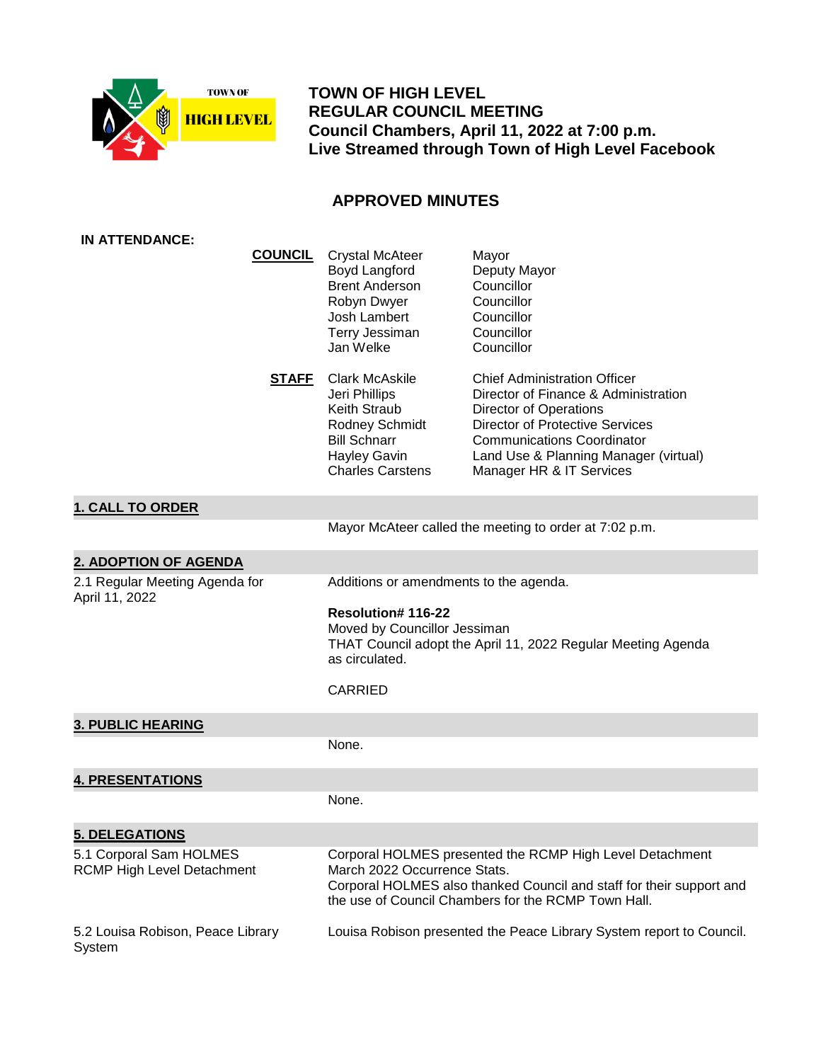TOWN OF HIGH LEVEL

# TOWN OF HIGH LEVEL
## REGULAR COUNCIL MEETING
**Council Chambers, April 11, 2022 at 7:00 p.m.**
**Live Streamed through Town of High Level Facebook**

## APPROVED MINUTES

**IN ATTENDANCE:**

**COUNCIL**

| Name | Title |
|---|---|
| Crystal McAteer | Mayor |
| Boyd Langford | Deputy Mayor |
| Brent Anderson | Councillor |
| Robyn Dwyer | Councillor |
| Josh Lambert | Councillor |
| Terry Jessiman | Councillor |
| Jan Welke | Councillor |

**STAFF**

| Name | Title |
|---|---|
| Clark McAskile | Chief Administration Officer |
| Jeri Phillips | Director of Finance & Administration |
| Keith Straub | Director of Operations |
| Rodney Schmidt | Director of Protective Services |
| Bill Schnarr | Communications Coordinator |
| Hayley Gavin | Land Use & Planning Manager (virtual) |
| Charles Carstens | Manager HR & IT Services |

### 1. CALL TO ORDER

Mayor McAteer called the meeting to order at 7:02 p.m.

### 2. ADOPTION OF AGENDA

2.1 Regular Meeting Agenda for April 11, 2022

Additions or amendments to the agenda.

**Resolution# 116-22**
Moved by Councillor Jessiman
THAT Council adopt the April 11, 2022 Regular Meeting Agenda as circulated.

CARRIED

### 3. PUBLIC HEARING

None.

### 4. PRESENTATIONS

None.

### 5. DELEGATIONS

5.1 Corporal Sam HOLMES RCMP High Level Detachment

Corporal HOLMES presented the RCMP High Level Detachment March 2022 Occurrence Stats.
Corporal HOLMES also thanked Council and staff for their support and the use of Council Chambers for the RCMP Town Hall.

5.2 Louisa Robison, Peace Library System

Louisa Robison presented the Peace Library System report to Council.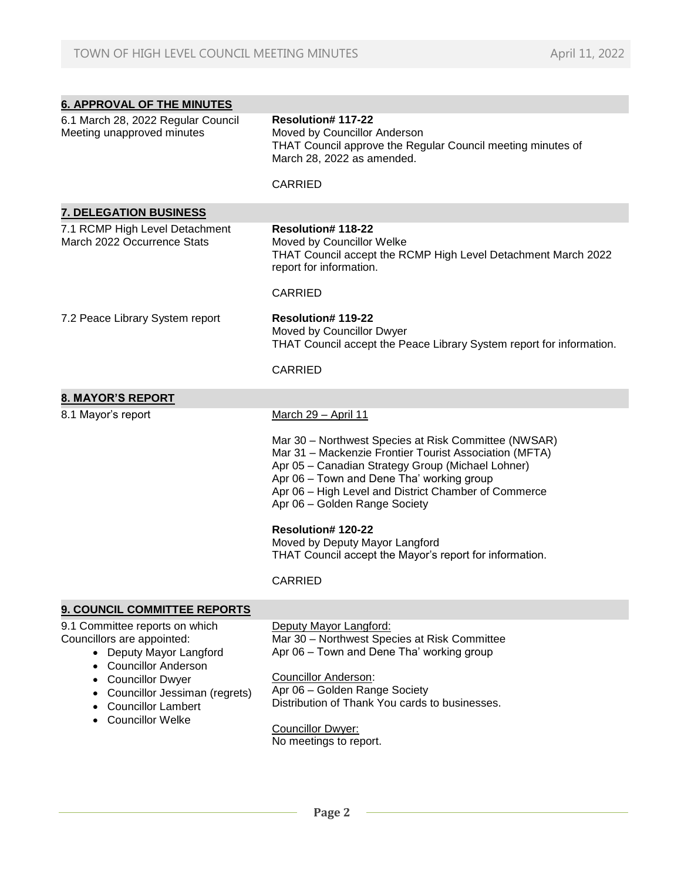## 6. APPROVAL OF THE MINUTES

6.1 March 28, 2022 Regular Council Meeting unapproved minutes

**Resolution# 117-22**
Moved by Councillor Anderson
THAT Council approve the Regular Council meeting minutes of March 28, 2022 as amended.

CARRIED

## 7. DELEGATION BUSINESS

7.1 RCMP High Level Detachment March 2022 Occurrence Stats

**Resolution# 118-22**
Moved by Councillor Welke
THAT Council accept the RCMP High Level Detachment March 2022 report for information.

CARRIED

7.2 Peace Library System report

**Resolution# 119-22**
Moved by Councillor Dwyer
THAT Council accept the Peace Library System report for information.

CARRIED

## 8. MAYOR'S REPORT

8.1 Mayor's report

March 29 – April 11

Mar 30 – Northwest Species at Risk Committee (NWSAR)
Mar 31 – Mackenzie Frontier Tourist Association (MFTA)
Apr 05 – Canadian Strategy Group (Michael Lohner)
Apr 06 – Town and Dene Tha' working group
Apr 06 – High Level and District Chamber of Commerce
Apr 06 – Golden Range Society

**Resolution# 120-22**
Moved by Deputy Mayor Langford
THAT Council accept the Mayor's report for information.

CARRIED

## 9. COUNCIL COMMITTEE REPORTS

9.1 Committee reports on which Councillors are appointed:

- Deputy Mayor Langford
- Councillor Anderson
- Councillor Dwyer
- Councillor Jessiman (regrets)
- Councillor Lambert
- Councillor Welke

Deputy Mayor Langford:
Mar 30 – Northwest Species at Risk Committee
Apr 06 – Town and Dene Tha' working group

Councillor Anderson:
Apr 06 – Golden Range Society
Distribution of Thank You cards to businesses.

Councillor Dwyer:
No meetings to report.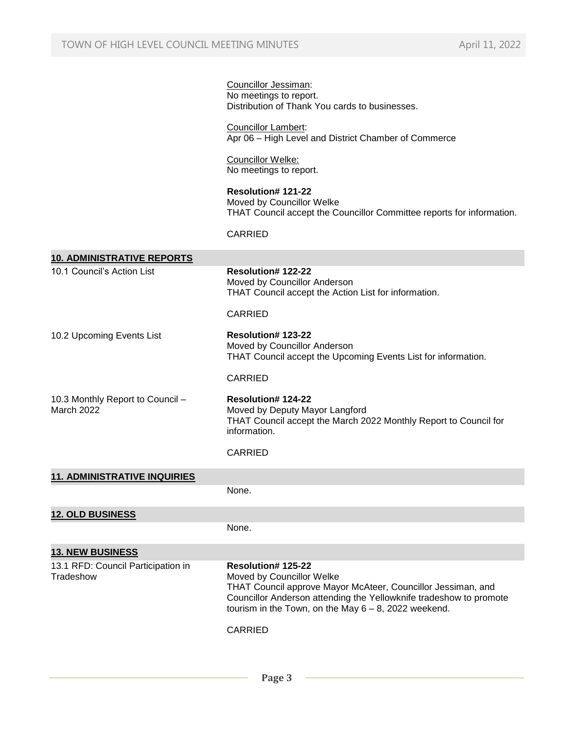Councillor Jessiman:
No meetings to report.
Distribution of Thank You cards to businesses.

Councillor Lambert:
Apr 06 – High Level and District Chamber of Commerce

Councillor Welke:
No meetings to report.

**Resolution# 121-22**
Moved by Councillor Welke
THAT Council accept the Councillor Committee reports for information.

CARRIED

## 10. ADMINISTRATIVE REPORTS

**10.1 Council's Action List**

**Resolution# 122-22**
Moved by Councillor Anderson
THAT Council accept the Action List for information.

CARRIED

**10.2 Upcoming Events List**

**Resolution# 123-22**
Moved by Councillor Anderson
THAT Council accept the Upcoming Events List for information.

CARRIED

**10.3 Monthly Report to Council – March 2022**

**Resolution# 124-22**
Moved by Deputy Mayor Langford
THAT Council accept the March 2022 Monthly Report to Council for information.

CARRIED

## 11. ADMINISTRATIVE INQUIRIES

None.

## 12. OLD BUSINESS

None.

## 13. NEW BUSINESS

**13.1 RFD: Council Participation in Tradeshow**

**Resolution# 125-22**
Moved by Councillor Welke
THAT Council approve Mayor McAteer, Councillor Jessiman, and Councillor Anderson attending the Yellowknife tradeshow to promote tourism in the Town, on the May 6 – 8, 2022 weekend.

CARRIED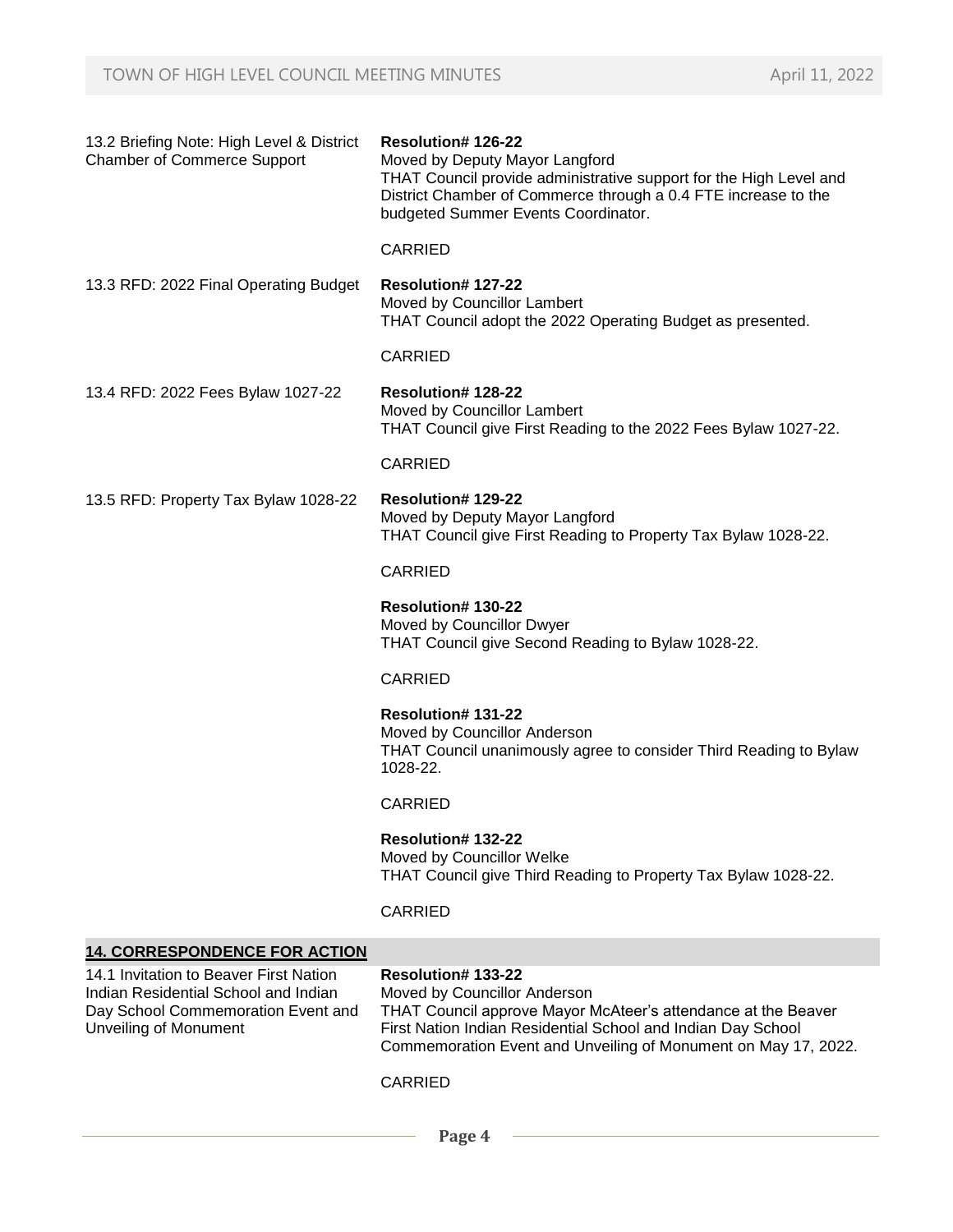| | |
|---|---|
| 13.2 Briefing Note: High Level & District Chamber of Commerce Support | **Resolution# 126-22**<br>Moved by Deputy Mayor Langford<br>THAT Council provide administrative support for the High Level and District Chamber of Commerce through a 0.4 FTE increase to the budgeted Summer Events Coordinator.<br><br>CARRIED |
| 13.3 RFD: 2022 Final Operating Budget | **Resolution# 127-22**<br>Moved by Councillor Lambert<br>THAT Council adopt the 2022 Operating Budget as presented.<br><br>CARRIED |
| 13.4 RFD: 2022 Fees Bylaw 1027-22 | **Resolution# 128-22**<br>Moved by Councillor Lambert<br>THAT Council give First Reading to the 2022 Fees Bylaw 1027-22.<br><br>CARRIED |
| 13.5 RFD: Property Tax Bylaw 1028-22 | **Resolution# 129-22**<br>Moved by Deputy Mayor Langford<br>THAT Council give First Reading to Property Tax Bylaw 1028-22.<br><br>CARRIED<br><br>**Resolution# 130-22**<br>Moved by Councillor Dwyer<br>THAT Council give Second Reading to Bylaw 1028-22.<br><br>CARRIED<br><br>**Resolution# 131-22**<br>Moved by Councillor Anderson<br>THAT Council unanimously agree to consider Third Reading to Bylaw 1028-22.<br><br>CARRIED<br><br>**Resolution# 132-22**<br>Moved by Councillor Welke<br>THAT Council give Third Reading to Property Tax Bylaw 1028-22.<br><br>CARRIED |

## 14. CORRESPONDENCE FOR ACTION

| | |
|---|---|
| 14.1 Invitation to Beaver First Nation Indian Residential School and Indian Day School Commemoration Event and Unveiling of Monument | **Resolution# 133-22**<br>Moved by Councillor Anderson<br>THAT Council approve Mayor McAteer's attendance at the Beaver First Nation Indian Residential School and Indian Day School Commemoration Event and Unveiling of Monument on May 17, 2022.<br><br>CARRIED |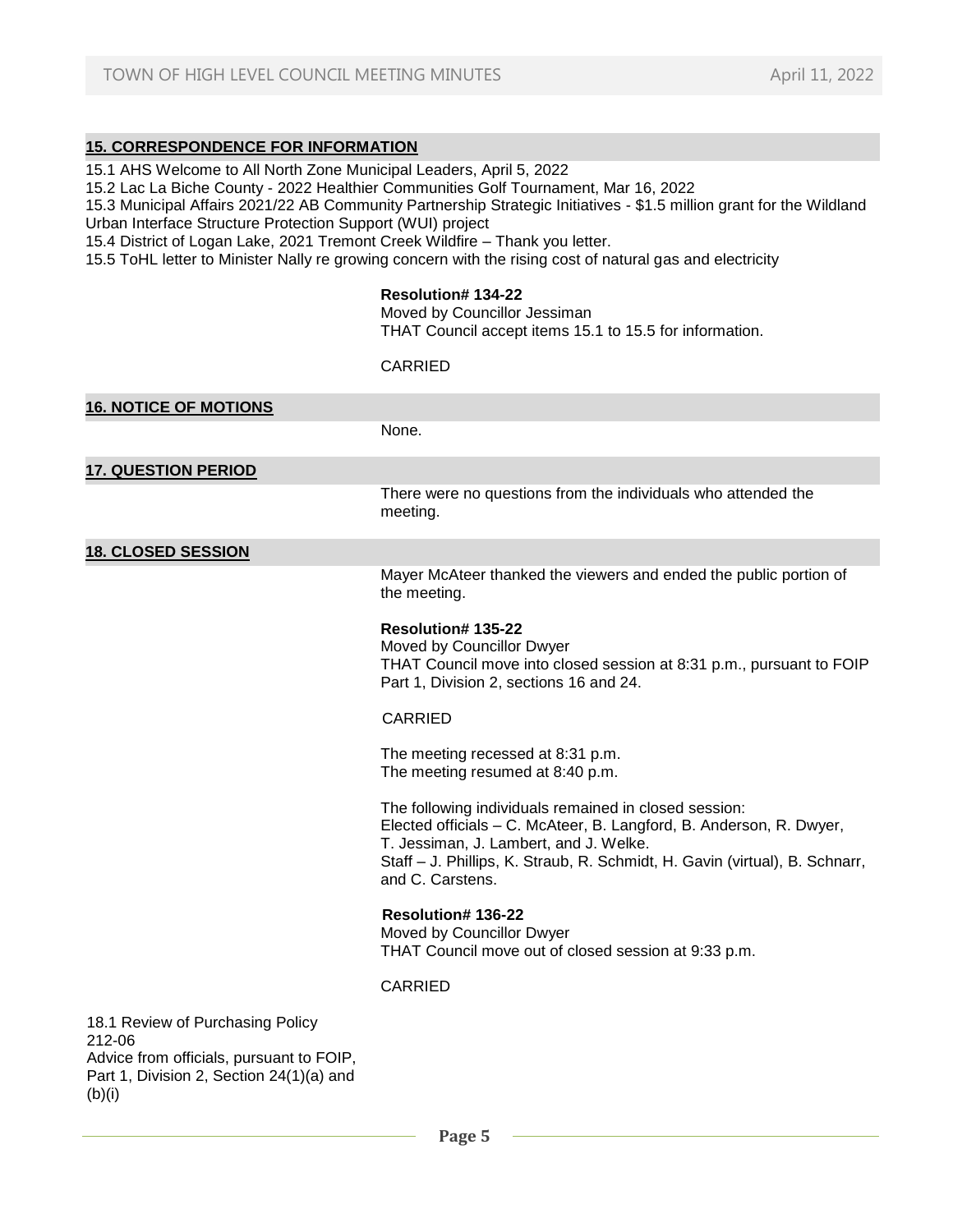## 15. CORRESPONDENCE FOR INFORMATION

15.1 AHS Welcome to All North Zone Municipal Leaders, April 5, 2022
15.2 Lac La Biche County - 2022 Healthier Communities Golf Tournament, Mar 16, 2022
15.3 Municipal Affairs 2021/22 AB Community Partnership Strategic Initiatives - $1.5 million grant for the Wildland Urban Interface Structure Protection Support (WUI) project
15.4 District of Logan Lake, 2021 Tremont Creek Wildfire – Thank you letter.
15.5 ToHL letter to Minister Nally re growing concern with the rising cost of natural gas and electricity

**Resolution# 134-22**
Moved by Councillor Jessiman
THAT Council accept items 15.1 to 15.5 for information.

CARRIED

## 16. NOTICE OF MOTIONS

None.

## 17. QUESTION PERIOD

There were no questions from the individuals who attended the meeting.

## 18. CLOSED SESSION

Mayer McAteer thanked the viewers and ended the public portion of the meeting.

**Resolution# 135-22**
Moved by Councillor Dwyer
THAT Council move into closed session at 8:31 p.m., pursuant to FOIP Part 1, Division 2, sections 16 and 24.

CARRIED

The meeting recessed at 8:31 p.m.
The meeting resumed at 8:40 p.m.

The following individuals remained in closed session:
Elected officials – C. McAteer, B. Langford, B. Anderson, R. Dwyer, T. Jessiman, J. Lambert, and J. Welke.
Staff – J. Phillips, K. Straub, R. Schmidt, H. Gavin (virtual), B. Schnarr, and C. Carstens.

**Resolution# 136-22**
Moved by Councillor Dwyer
THAT Council move out of closed session at 9:33 p.m.

CARRIED

18.1 Review of Purchasing Policy 212-06
Advice from officials, pursuant to FOIP, Part 1, Division 2, Section 24(1)(a) and (b)(i)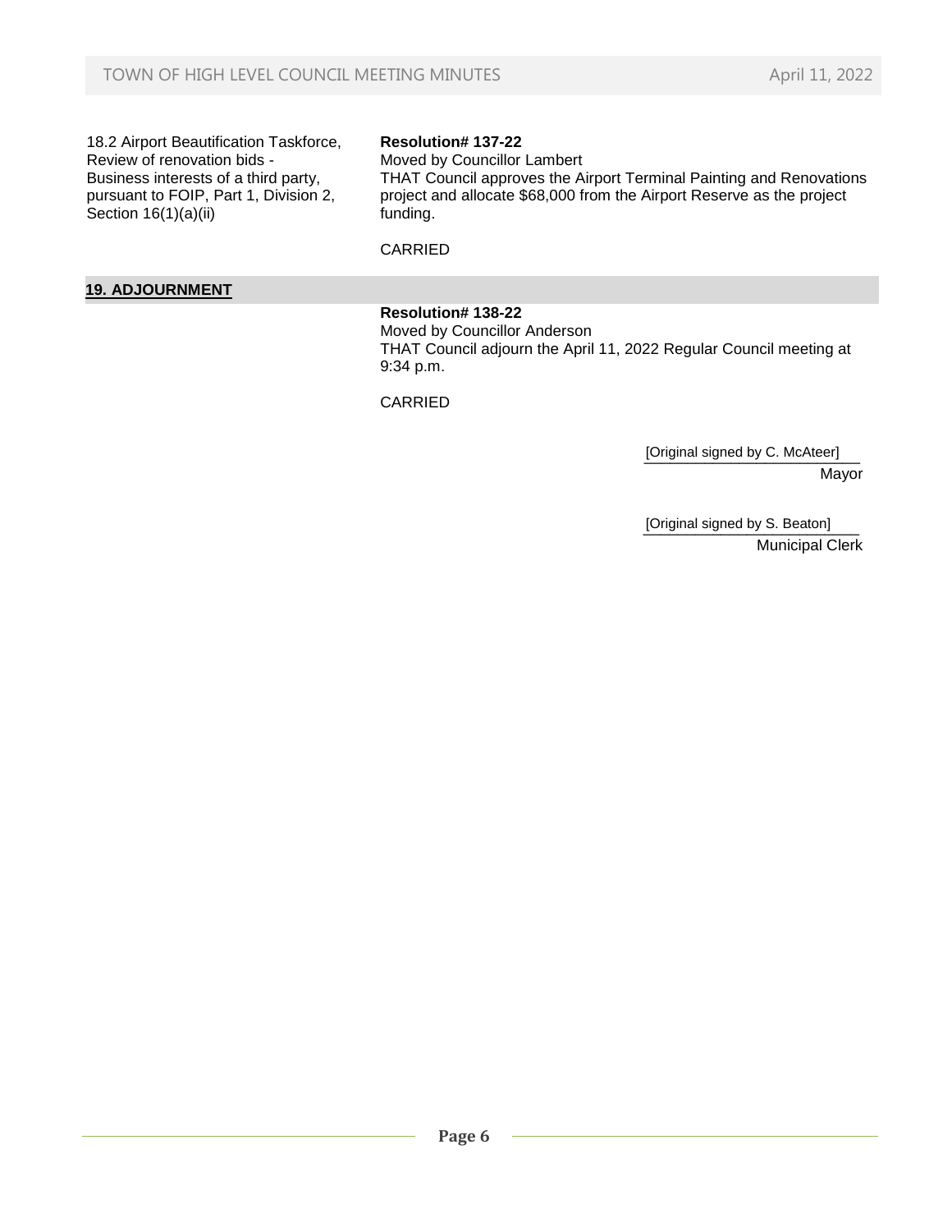18.2 Airport Beautification Taskforce, Review of renovation bids - Business interests of a third party, pursuant to FOIP, Part 1, Division 2, Section 16(1)(a)(ii)

**Resolution# 137-22**
Moved by Councillor Lambert
THAT Council approves the Airport Terminal Painting and Renovations project and allocate $68,000 from the Airport Reserve as the project funding.

CARRIED

## 19. ADJOURNMENT

**Resolution# 138-22**
Moved by Councillor Anderson
THAT Council adjourn the April 11, 2022 Regular Council meeting at 9:34 p.m.

CARRIED

[Original signed by C. McAteer]
Mayor

[Original signed by S. Beaton]
Municipal Clerk